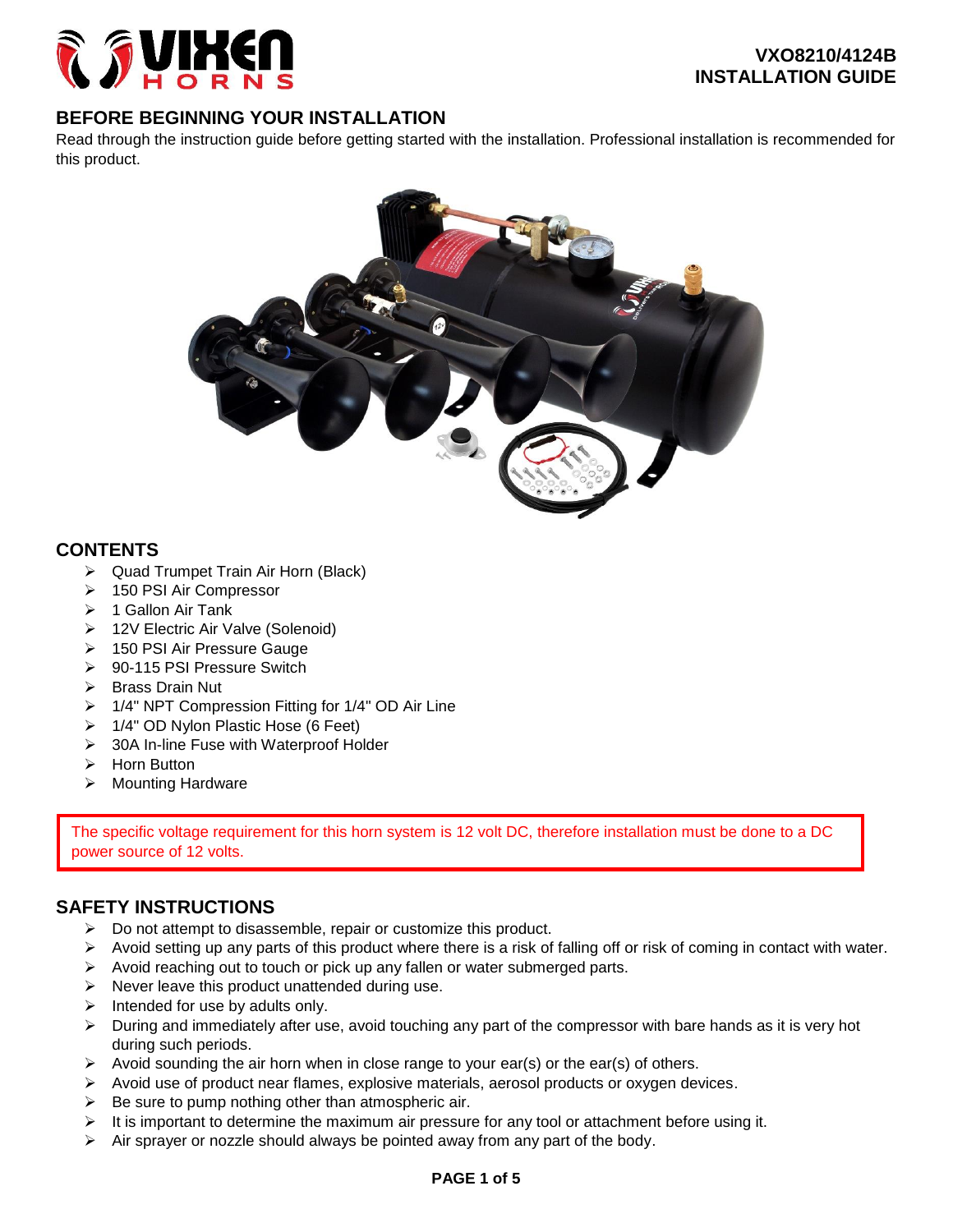**VXO8210/4124B**
**INSTALLATION GUIDE**

## BEFORE BEGINNING YOUR INSTALLATION

Read through the instruction guide before getting started with the installation. Professional installation is recommended for this product.

## CONTENTS

- Quad Trumpet Train Air Horn (Black)
- 150 PSI Air Compressor
- 1 Gallon Air Tank
- 12V Electric Air Valve (Solenoid)
- 150 PSI Air Pressure Gauge
- 90-115 PSI Pressure Switch
- Brass Drain Nut
- 1/4" NPT Compression Fitting for 1/4" OD Air Line
- 1/4" OD Nylon Plastic Hose (6 Feet)
- 30A In-line Fuse with Waterproof Holder
- Horn Button
- Mounting Hardware

The specific voltage requirement for this horn system is 12 volt DC, therefore installation must be done to a DC power source of 12 volts.

## SAFETY INSTRUCTIONS

- Do not attempt to disassemble, repair or customize this product.
- Avoid setting up any parts of this product where there is a risk of falling off or risk of coming in contact with water.
- Avoid reaching out to touch or pick up any fallen or water submerged parts.
- Never leave this product unattended during use.
- Intended for use by adults only.
- During and immediately after use, avoid touching any part of the compressor with bare hands as it is very hot during such periods.
- Avoid sounding the air horn when in close range to your ear(s) or the ear(s) of others.
- Avoid use of product near flames, explosive materials, aerosol products or oxygen devices.
- Be sure to pump nothing other than atmospheric air.
- It is important to determine the maximum air pressure for any tool or attachment before using it.
- Air sprayer or nozzle should always be pointed away from any part of the body.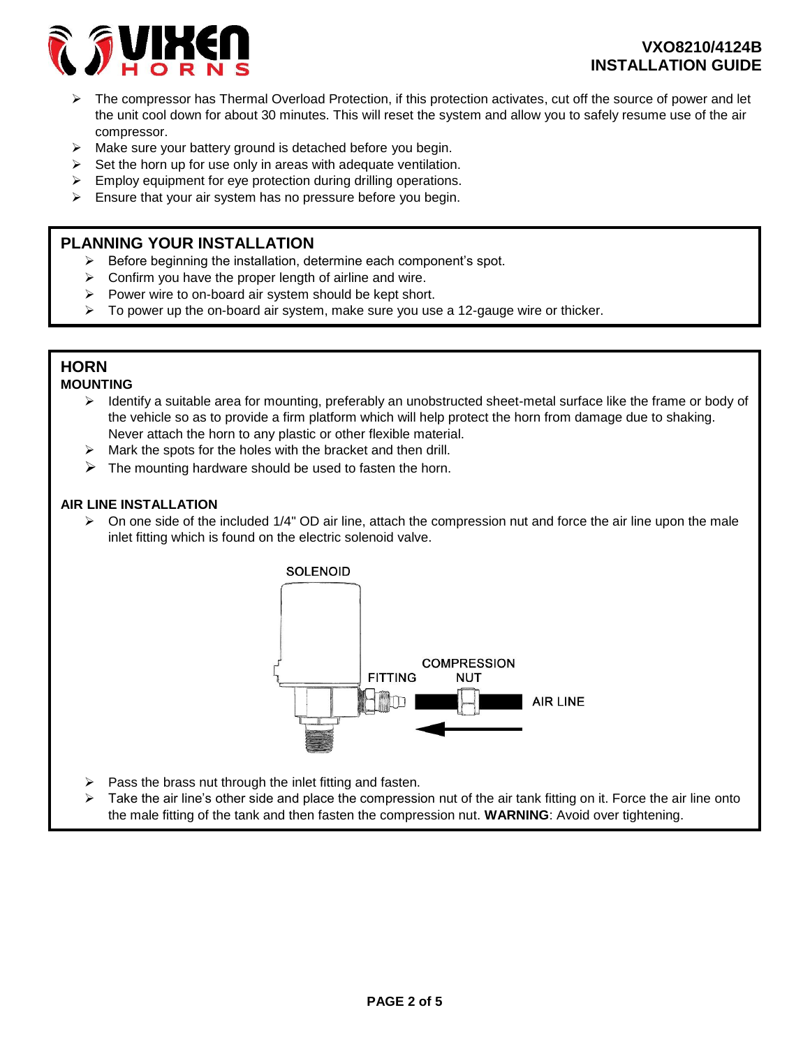- The compressor has Thermal Overload Protection, if this protection activates, cut off the source of power and let the unit cool down for about 30 minutes. This will reset the system and allow you to safely resume use of the air compressor.
- Make sure your battery ground is detached before you begin.
- Set the horn up for use only in areas with adequate ventilation.
- Employ equipment for eye protection during drilling operations.
- Ensure that your air system has no pressure before you begin.

## PLANNING YOUR INSTALLATION

- Before beginning the installation, determine each component's spot.
- Confirm you have the proper length of airline and wire.
- Power wire to on-board air system should be kept short.
- To power up the on-board air system, make sure you use a 12-gauge wire or thicker.

## HORN

### MOUNTING

- Identify a suitable area for mounting, preferably an unobstructed sheet-metal surface like the frame or body of the vehicle so as to provide a firm platform which will help protect the horn from damage due to shaking. Never attach the horn to any plastic or other flexible material.
- Mark the spots for the holes with the bracket and then drill.
- The mounting hardware should be used to fasten the horn.

### AIR LINE INSTALLATION

- On one side of the included 1/4" OD air line, attach the compression nut and force the air line upon the male inlet fitting which is found on the electric solenoid valve.

SOLENOID — FITTING — COMPRESSION NUT — AIR LINE

- Pass the brass nut through the inlet fitting and fasten.
- Take the air line's other side and place the compression nut of the air tank fitting on it. Force the air line onto the male fitting of the tank and then fasten the compression nut. **WARNING**: Avoid over tightening.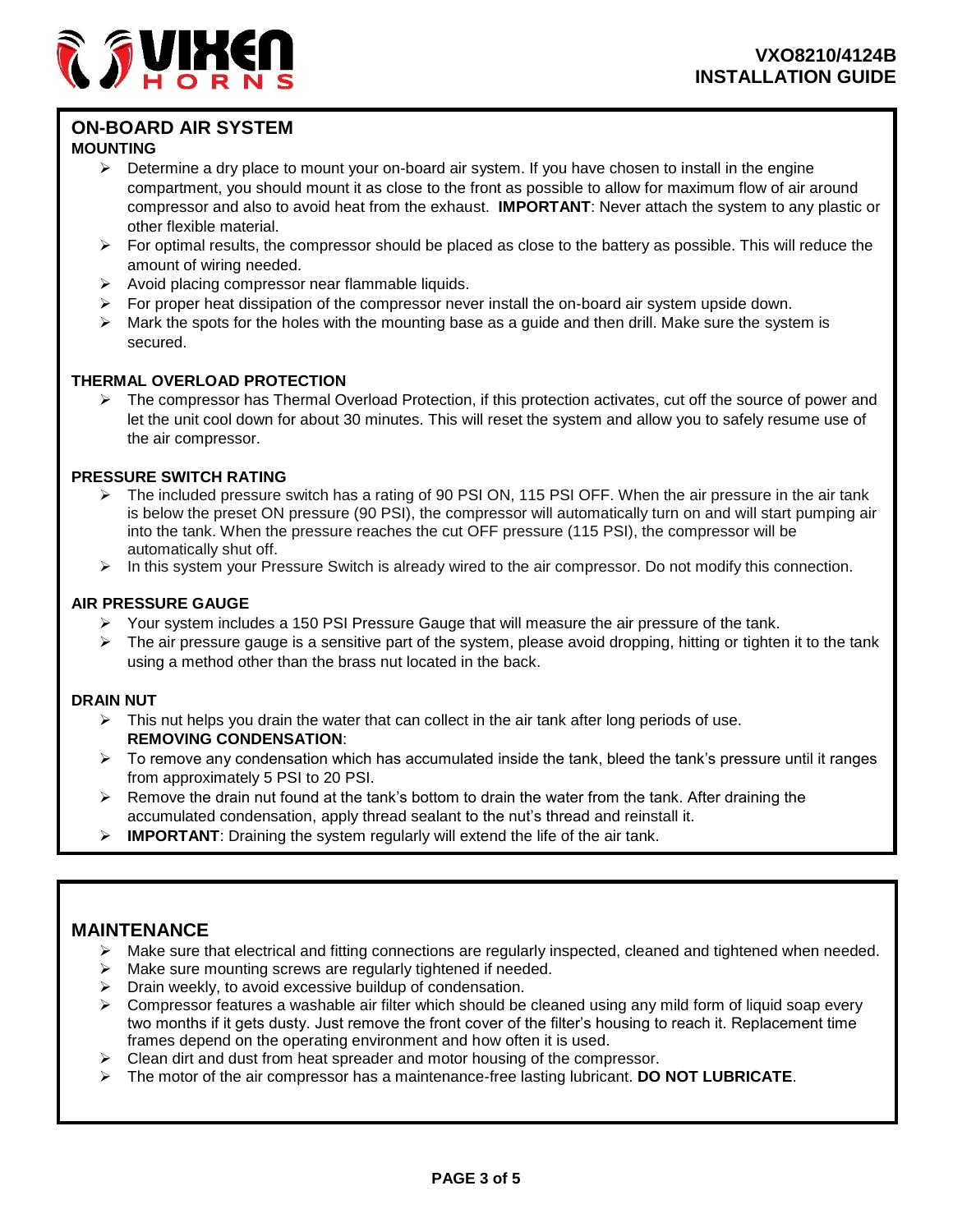## ON-BOARD AIR SYSTEM

### MOUNTING

- Determine a dry place to mount your on-board air system. If you have chosen to install in the engine compartment, you should mount it as close to the front as possible to allow for maximum flow of air around compressor and also to avoid heat from the exhaust. **IMPORTANT**: Never attach the system to any plastic or other flexible material.
- For optimal results, the compressor should be placed as close to the battery as possible. This will reduce the amount of wiring needed.
- Avoid placing compressor near flammable liquids.
- For proper heat dissipation of the compressor never install the on-board air system upside down.
- Mark the spots for the holes with the mounting base as a guide and then drill. Make sure the system is secured.

### THERMAL OVERLOAD PROTECTION

- The compressor has Thermal Overload Protection, if this protection activates, cut off the source of power and let the unit cool down for about 30 minutes. This will reset the system and allow you to safely resume use of the air compressor.

### PRESSURE SWITCH RATING

- The included pressure switch has a rating of 90 PSI ON, 115 PSI OFF. When the air pressure in the air tank is below the preset ON pressure (90 PSI), the compressor will automatically turn on and will start pumping air into the tank. When the pressure reaches the cut OFF pressure (115 PSI), the compressor will be automatically shut off.
- In this system your Pressure Switch is already wired to the air compressor. Do not modify this connection.

### AIR PRESSURE GAUGE

- Your system includes a 150 PSI Pressure Gauge that will measure the air pressure of the tank.
- The air pressure gauge is a sensitive part of the system, please avoid dropping, hitting or tighten it to the tank using a method other than the brass nut located in the back.

### DRAIN NUT

- This nut helps you drain the water that can collect in the air tank after long periods of use.
  **REMOVING CONDENSATION**:
- To remove any condensation which has accumulated inside the tank, bleed the tank's pressure until it ranges from approximately 5 PSI to 20 PSI.
- Remove the drain nut found at the tank's bottom to drain the water from the tank. After draining the accumulated condensation, apply thread sealant to the nut's thread and reinstall it.
- **IMPORTANT**: Draining the system regularly will extend the life of the air tank.

## MAINTENANCE

- Make sure that electrical and fitting connections are regularly inspected, cleaned and tightened when needed.
- Make sure mounting screws are regularly tightened if needed.
- Drain weekly, to avoid excessive buildup of condensation.
- Compressor features a washable air filter which should be cleaned using any mild form of liquid soap every two months if it gets dusty. Just remove the front cover of the filter's housing to reach it. Replacement time frames depend on the operating environment and how often it is used.
- Clean dirt and dust from heat spreader and motor housing of the compressor.
- The motor of the air compressor has a maintenance-free lasting lubricant. **DO NOT LUBRICATE**.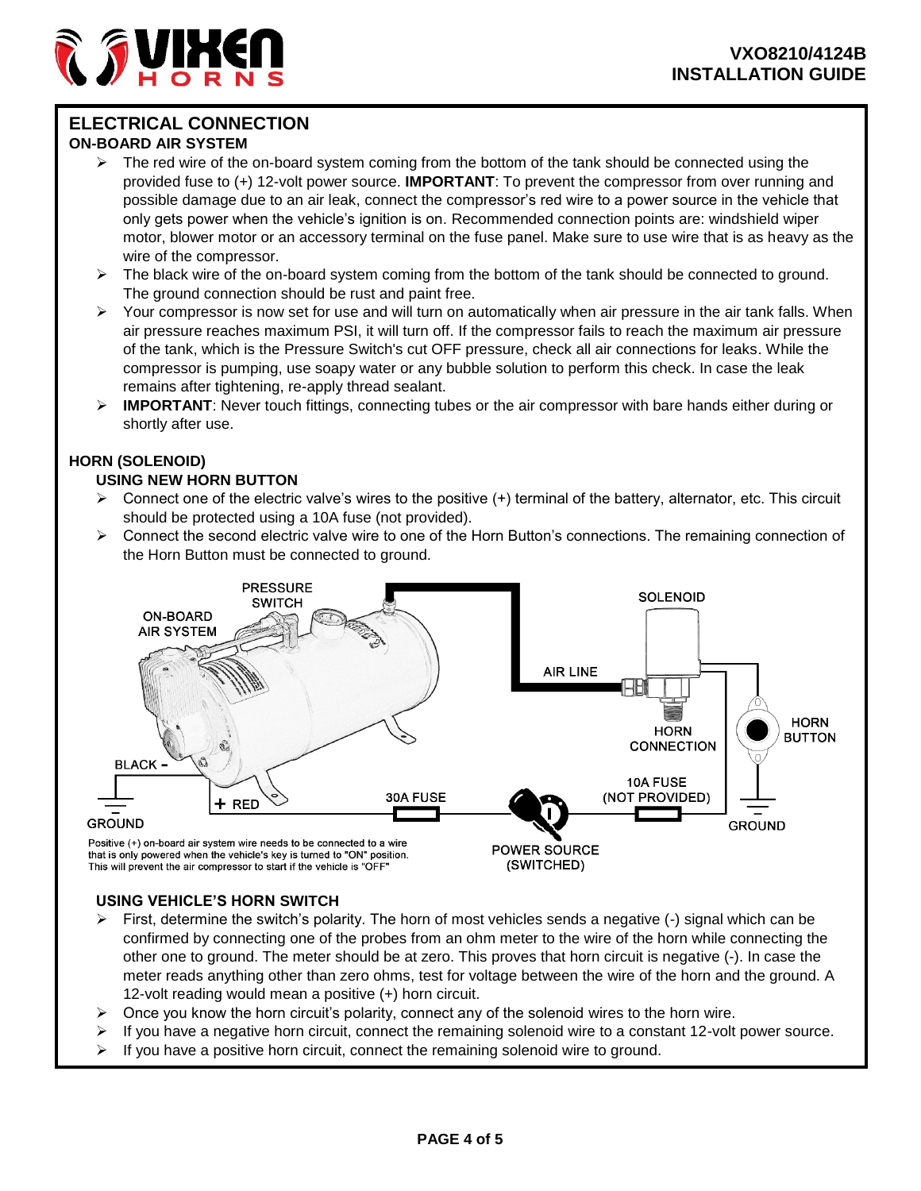## ELECTRICAL CONNECTION

### ON-BOARD AIR SYSTEM

- The red wire of the on-board system coming from the bottom of the tank should be connected using the provided fuse to (+) 12-volt power source. **IMPORTANT**: To prevent the compressor from over running and possible damage due to an air leak, connect the compressor's red wire to a power source in the vehicle that only gets power when the vehicle's ignition is on. Recommended connection points are: windshield wiper motor, blower motor or an accessory terminal on the fuse panel. Make sure to use wire that is as heavy as the wire of the compressor.
- The black wire of the on-board system coming from the bottom of the tank should be connected to ground. The ground connection should be rust and paint free.
- Your compressor is now set for use and will turn on automatically when air pressure in the air tank falls. When air pressure reaches maximum PSI, it will turn off. If the compressor fails to reach the maximum air pressure of the tank, which is the Pressure Switch's cut OFF pressure, check all air connections for leaks. While the compressor is pumping, use soapy water or any bubble solution to perform this check. In case the leak remains after tightening, re-apply thread sealant.
- **IMPORTANT**: Never touch fittings, connecting tubes or the air compressor with bare hands either during or shortly after use.

### HORN (SOLENOID)

#### USING NEW HORN BUTTON

- Connect one of the electric valve's wires to the positive (+) terminal of the battery, alternator, etc. This circuit should be protected using a 10A fuse (not provided).
- Connect the second electric valve wire to one of the Horn Button's connections. The remaining connection of the Horn Button must be connected to ground.

PRESSURE SWITCH
ON-BOARD AIR SYSTEM
SOLENOID
AIR LINE
HORN CONNECTION
HORN BUTTON
BLACK -
+ RED
30A FUSE
10A FUSE (NOT PROVIDED)
GROUND
GROUND
POWER SOURCE (SWITCHED)

Positive (+) on-board air system wire needs to be connected to a wire that is only powered when the vehicle's key is turned to "ON" position. This will prevent the air compressor to start if the vehicle is "OFF"

#### USING VEHICLE'S HORN SWITCH

- First, determine the switch's polarity. The horn of most vehicles sends a negative (-) signal which can be confirmed by connecting one of the probes from an ohm meter to the wire of the horn while connecting the other one to ground. The meter should be at zero. This proves that horn circuit is negative (-). In case the meter reads anything other than zero ohms, test for voltage between the wire of the horn and the ground. A 12-volt reading would mean a positive (+) horn circuit.
- Once you know the horn circuit's polarity, connect any of the solenoid wires to the horn wire.
- If you have a negative horn circuit, connect the remaining solenoid wire to a constant 12-volt power source.
- If you have a positive horn circuit, connect the remaining solenoid wire to ground.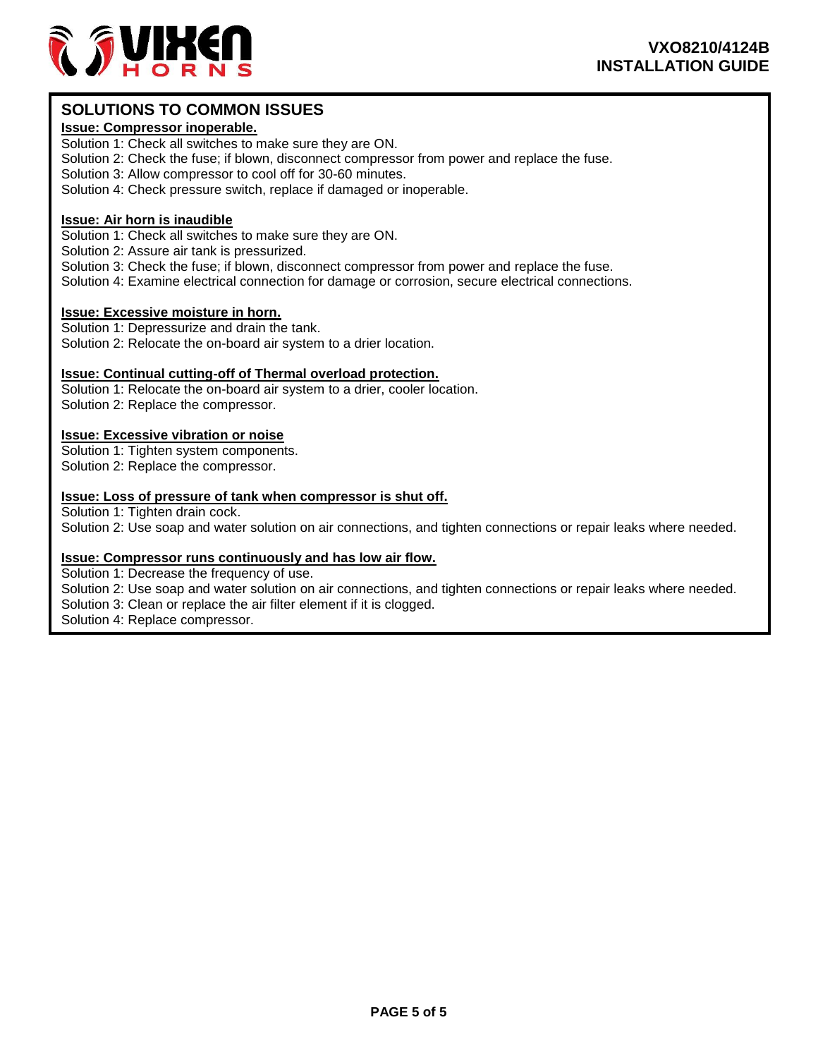## SOLUTIONS TO COMMON ISSUES

**Issue: Compressor inoperable.**

Solution 1: Check all switches to make sure they are ON.
Solution 2: Check the fuse; if blown, disconnect compressor from power and replace the fuse.
Solution 3: Allow compressor to cool off for 30-60 minutes.
Solution 4: Check pressure switch, replace if damaged or inoperable.

**Issue: Air horn is inaudible**

Solution 1: Check all switches to make sure they are ON.
Solution 2: Assure air tank is pressurized.
Solution 3: Check the fuse; if blown, disconnect compressor from power and replace the fuse.
Solution 4: Examine electrical connection for damage or corrosion, secure electrical connections.

**Issue: Excessive moisture in horn.**

Solution 1: Depressurize and drain the tank.
Solution 2: Relocate the on-board air system to a drier location.

**Issue: Continual cutting-off of Thermal overload protection.**

Solution 1: Relocate the on-board air system to a drier, cooler location.
Solution 2: Replace the compressor.

**Issue: Excessive vibration or noise**

Solution 1: Tighten system components.
Solution 2: Replace the compressor.

**Issue: Loss of pressure of tank when compressor is shut off.**

Solution 1: Tighten drain cock.
Solution 2: Use soap and water solution on air connections, and tighten connections or repair leaks where needed.

**Issue: Compressor runs continuously and has low air flow.**

Solution 1: Decrease the frequency of use.
Solution 2: Use soap and water solution on air connections, and tighten connections or repair leaks where needed.
Solution 3: Clean or replace the air filter element if it is clogged.
Solution 4: Replace compressor.